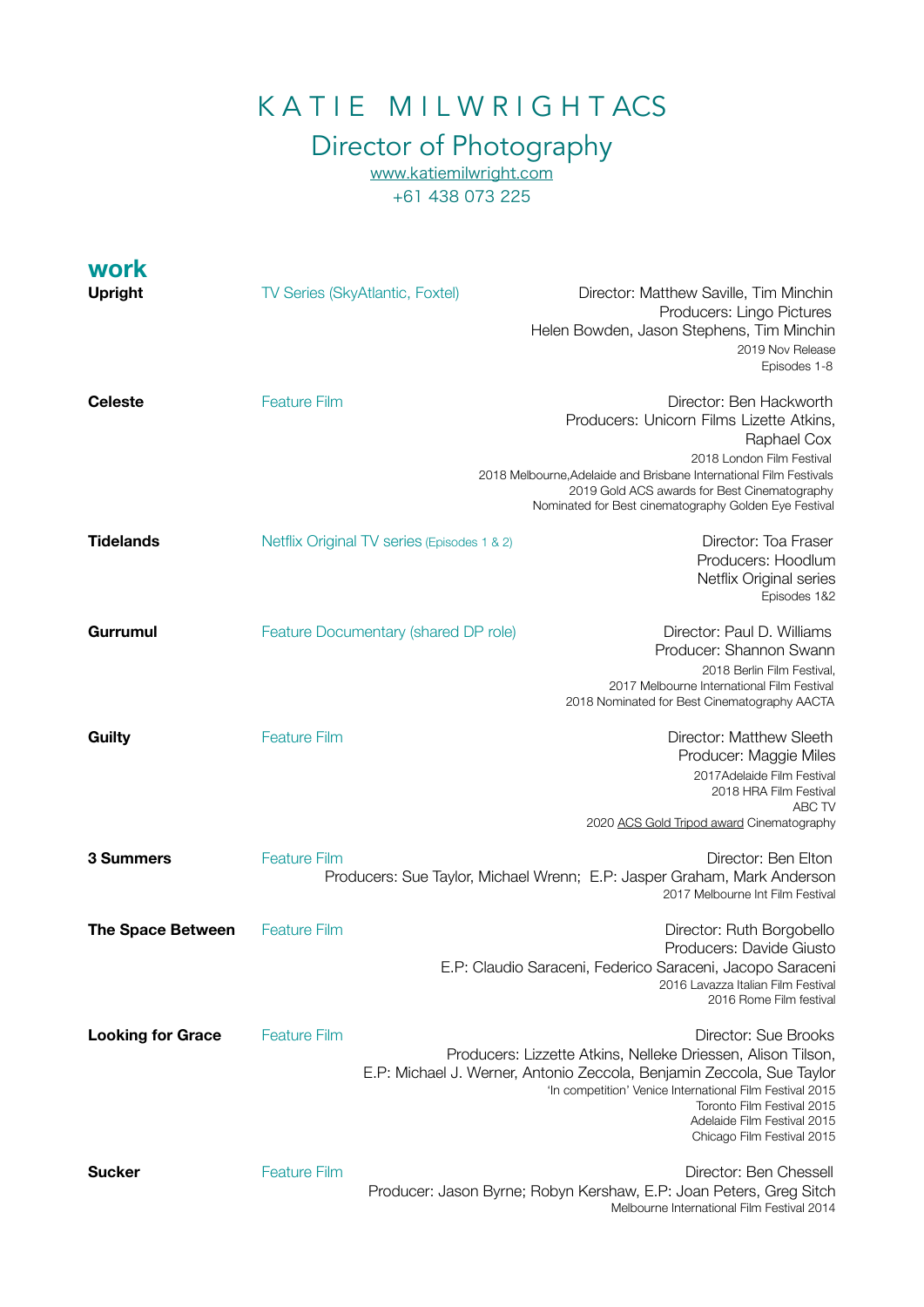# KATIE MILWRIGHT ACS

## Director of Photography

[www.katiemilwright.com](http://www.katiemilwright.com)

+61 438 073 225

## work

**Upright** — TV Series (SkyAtlantic, Foxtel)

Director: Matthew Saville, Tim Minchin
Producers: Lingo Pictures
Helen Bowden, Jason Stephens, Tim Minchin
2019 Nov Release
Episodes 1-8

**Celeste** — Feature Film

Director: Ben Hackworth
Producers: Unicorn Films Lizette Atkins,
Raphael Cox
2018 London Film Festival
2018 Melbourne,Adelaide and Brisbane International Film Festivals
2019 Gold ACS awards for Best Cinematography
Nominated for Best cinematography Golden Eye Festival

**Tidelands** — Netflix Original TV series (Episodes 1 & 2)

Director: Toa Fraser
Producers: Hoodlum
Netflix Original series
Episodes 1&2

**Gurrumul** — Feature Documentary (shared DP role)

Director: Paul D. Williams
Producer: Shannon Swann
2018 Berlin Film Festival,
2017 Melbourne International Film Festival
2018 Nominated for Best Cinematography AACTA

**Guilty** — Feature Film

Director: Matthew Sleeth
Producer: Maggie Miles
2017Adelaide Film Festival
2018 HRA Film Festival
ABC TV
2020 ACS Gold Tripod award Cinematography

**3 Summers** — Feature Film

Director: Ben Elton
Producers: Sue Taylor, Michael Wrenn; E.P: Jasper Graham, Mark Anderson
2017 Melbourne Int Film Festival

**The Space Between** — Feature Film

Director: Ruth Borgobello
Producers: Davide Giusto
E.P: Claudio Saraceni, Federico Saraceni, Jacopo Saraceni
2016 Lavazza Italian Film Festival
2016 Rome Film festival

**Looking for Grace** — Feature Film

Director: Sue Brooks
Producers: Lizzette Atkins, Nelleke Driessen, Alison Tilson,
E.P: Michael J. Werner, Antonio Zeccola, Benjamin Zeccola, Sue Taylor
'In competition' Venice International Film Festival 2015
Toronto Film Festival 2015
Adelaide Film Festival 2015
Chicago Film Festival 2015

**Sucker** — Feature Film

Director: Ben Chessell
Producer: Jason Byrne; Robyn Kershaw, E.P: Joan Peters, Greg Sitch
Melbourne International Film Festival 2014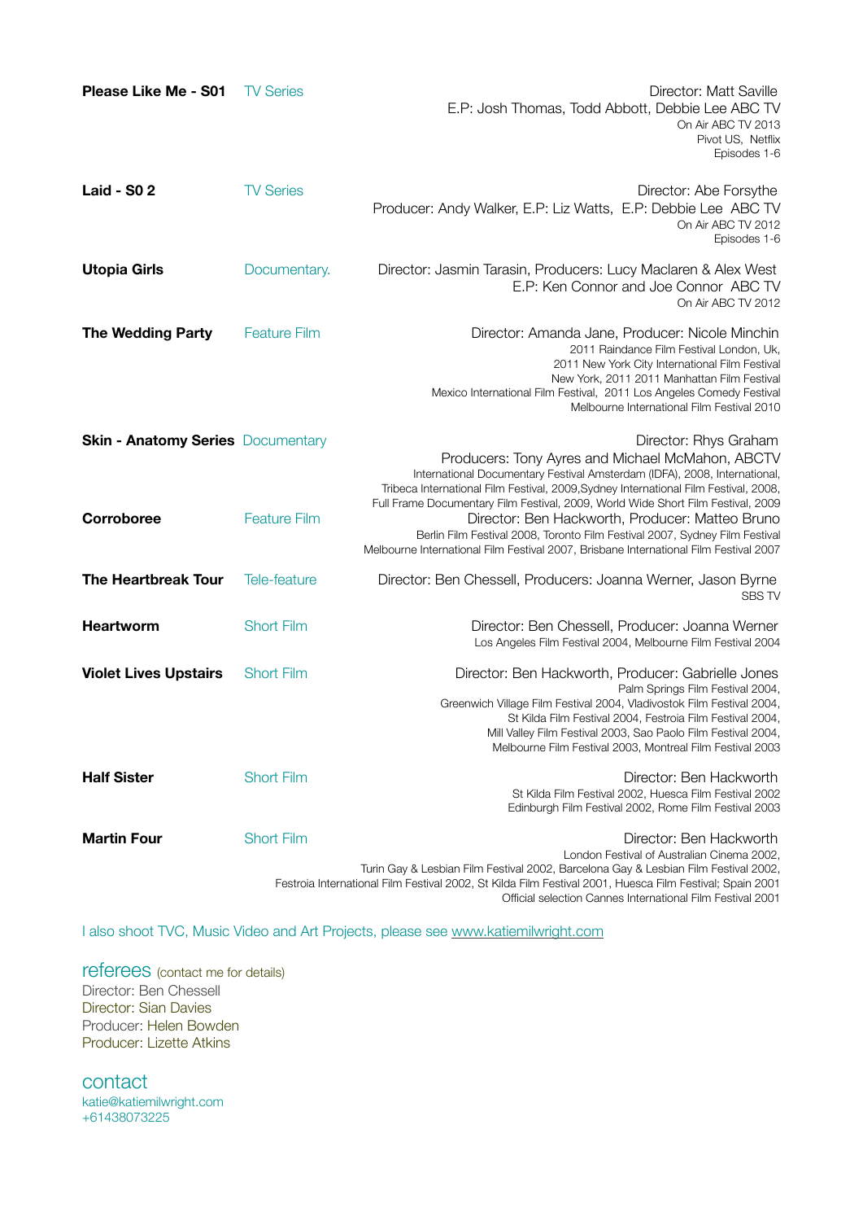**Please Like Me - S01** TV Series

Director: Matt Saville
E.P: Josh Thomas, Todd Abbott, Debbie Lee ABC TV
On Air ABC TV 2013
Pivot US, Netflix
Episodes 1-6

**Laid - S0 2** TV Series

Director: Abe Forsythe
Producer: Andy Walker, E.P: Liz Watts, E.P: Debbie Lee ABC TV
On Air ABC TV 2012
Episodes 1-6

**Utopia Girls** Documentary.

Director: Jasmin Tarasin, Producers: Lucy Maclaren & Alex West
E.P: Ken Connor and Joe Connor ABC TV
On Air ABC TV 2012

**The Wedding Party** Feature Film

Director: Amanda Jane, Producer: Nicole Minchin
2011 Raindance Film Festival London, Uk,
2011 New York City International Film Festival
New York, 2011 2011 Manhattan Film Festival
Mexico International Film Festival, 2011 Los Angeles Comedy Festival
Melbourne International Film Festival 2010

**Skin - Anatomy Series** Documentary

Director: Rhys Graham
Producers: Tony Ayres and Michael McMahon, ABCTV
International Documentary Festival Amsterdam (IDFA), 2008, International,
Tribeca International Film Festival, 2009,Sydney International Film Festival, 2008,
Full Frame Documentary Film Festival, 2009, World Wide Short Film Festival, 2009

**Corroboree** Feature Film

Director: Ben Hackworth, Producer: Matteo Bruno
Berlin Film Festival 2008, Toronto Film Festival 2007, Sydney Film Festival
Melbourne International Film Festival 2007, Brisbane International Film Festival 2007

**The Heartbreak Tour** Tele-feature

Director: Ben Chessell, Producers: Joanna Werner, Jason Byrne
SBS TV

**Heartworm** Short Film

Director: Ben Chessell, Producer: Joanna Werner
Los Angeles Film Festival 2004, Melbourne Film Festival 2004

**Violet Lives Upstairs** Short Film

Director: Ben Hackworth, Producer: Gabrielle Jones
Palm Springs Film Festival 2004,
Greenwich Village Film Festival 2004, Vladivostok Film Festival 2004,
St Kilda Film Festival 2004, Festroia Film Festival 2004,
Mill Valley Film Festival 2003, Sao Paolo Film Festival 2004,
Melbourne Film Festival 2003, Montreal Film Festival 2003

**Half Sister** Short Film

Director: Ben Hackworth
St Kilda Film Festival 2002, Huesca Film Festival 2002
Edinburgh Film Festival 2002, Rome Film Festival 2003

**Martin Four** Short Film

Director: Ben Hackworth
London Festival of Australian Cinema 2002,
Turin Gay & Lesbian Film Festival 2002, Barcelona Gay & Lesbian Film Festival 2002,
Festroia International Film Festival 2002, St Kilda Film Festival 2001, Huesca Film Festival; Spain 2001
Official selection Cannes International Film Festival 2001

I also shoot TVC, Music Video and Art Projects, please see www.katiemilwright.com

## referees (contact me for details)

Director: Ben Chessell
Director: Sian Davies
Producer: Helen Bowden
Producer: Lizette Atkins

## contact

katie@katiemilwright.com
+61438073225